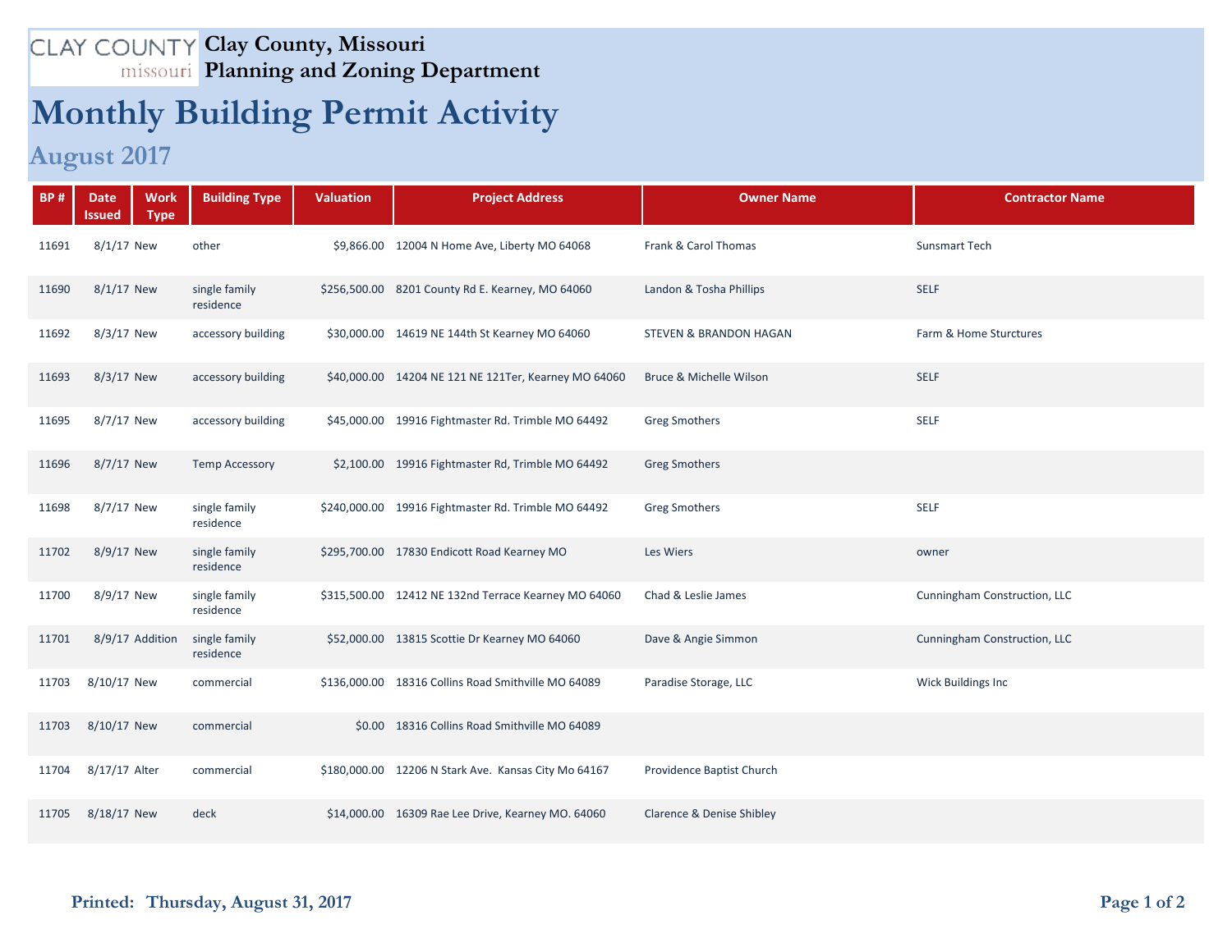CLAY COUNTY missouri

**Clay County, Missouri**
**Planning and Zoning Department**

# Monthly Building Permit Activity

## August 2017

| BP # | Date Issued | Work Type | Building Type | Valuation | Project Address | Owner Name | Contractor Name |
|---|---|---|---|---|---|---|---|
| 11691 | 8/1/17 | New | other | $9,866.00 | 12004 N Home Ave, Liberty MO 64068 | Frank & Carol Thomas | Sunsmart Tech |
| 11690 | 8/1/17 | New | single family residence | $256,500.00 | 8201 County Rd E. Kearney, MO 64060 | Landon & Tosha Phillips | SELF |
| 11692 | 8/3/17 | New | accessory building | $30,000.00 | 14619 NE 144th St Kearney MO 64060 | STEVEN & BRANDON HAGAN | Farm & Home Sturctures |
| 11693 | 8/3/17 | New | accessory building | $40,000.00 | 14204 NE 121 NE 121Ter, Kearney MO 64060 | Bruce & Michelle Wilson | SELF |
| 11695 | 8/7/17 | New | accessory building | $45,000.00 | 19916 Fightmaster Rd. Trimble MO 64492 | Greg Smothers | SELF |
| 11696 | 8/7/17 | New | Temp Accessory | $2,100.00 | 19916 Fightmaster Rd, Trimble MO 64492 | Greg Smothers | |
| 11698 | 8/7/17 | New | single family residence | $240,000.00 | 19916 Fightmaster Rd. Trimble MO 64492 | Greg Smothers | SELF |
| 11702 | 8/9/17 | New | single family residence | $295,700.00 | 17830 Endicott Road Kearney MO | Les Wiers | owner |
| 11700 | 8/9/17 | New | single family residence | $315,500.00 | 12412 NE 132nd Terrace Kearney MO 64060 | Chad & Leslie James | Cunningham Construction, LLC |
| 11701 | 8/9/17 | Addition | single family residence | $52,000.00 | 13815 Scottie Dr Kearney MO 64060 | Dave & Angie Simmon | Cunningham Construction, LLC |
| 11703 | 8/10/17 | New | commercial | $136,000.00 | 18316 Collins Road Smithville MO 64089 | Paradise Storage, LLC | Wick Buildings Inc |
| 11703 | 8/10/17 | New | commercial | $0.00 | 18316 Collins Road Smithville MO 64089 | | |
| 11704 | 8/17/17 | Alter | commercial | $180,000.00 | 12206 N Stark Ave. Kansas City Mo 64167 | Providence Baptist Church | |
| 11705 | 8/18/17 | New | deck | $14,000.00 | 16309 Rae Lee Drive, Kearney MO. 64060 | Clarence & Denise Shibley | |

**Printed: Thursday, August 31, 2017**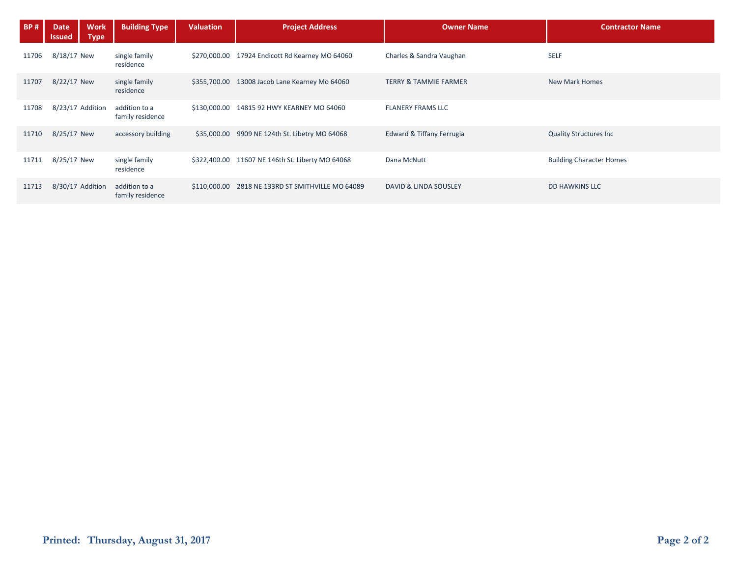| BP # | Date Issued | Work Type | Building Type | Valuation | Project Address | Owner Name | Contractor Name |
|---|---|---|---|---|---|---|---|
| 11706 | 8/18/17 | New | single family residence | $270,000.00 | 17924 Endicott Rd Kearney MO 64060 | Charles & Sandra Vaughan | SELF |
| 11707 | 8/22/17 | New | single family residence | $355,700.00 | 13008 Jacob Lane Kearney Mo 64060 | TERRY & TAMMIE FARMER | New Mark Homes |
| 11708 | 8/23/17 | Addition | addition to a family residence | $130,000.00 | 14815 92 HWY KEARNEY MO 64060 | FLANERY FRAMS LLC | |
| 11710 | 8/25/17 | New | accessory building | $35,000.00 | 9909 NE 124th St. Libetry MO 64068 | Edward & Tiffany Ferrugia | Quality Structures Inc |
| 11711 | 8/25/17 | New | single family residence | $322,400.00 | 11607 NE 146th St. Liberty MO 64068 | Dana McNutt | Building Character Homes |
| 11713 | 8/30/17 | Addition | addition to a family residence | $110,000.00 | 2818 NE 133RD ST SMITHVILLE MO 64089 | DAVID & LINDA SOUSLEY | DD HAWKINS LLC |

**Printed: Thursday, August 31, 2017**